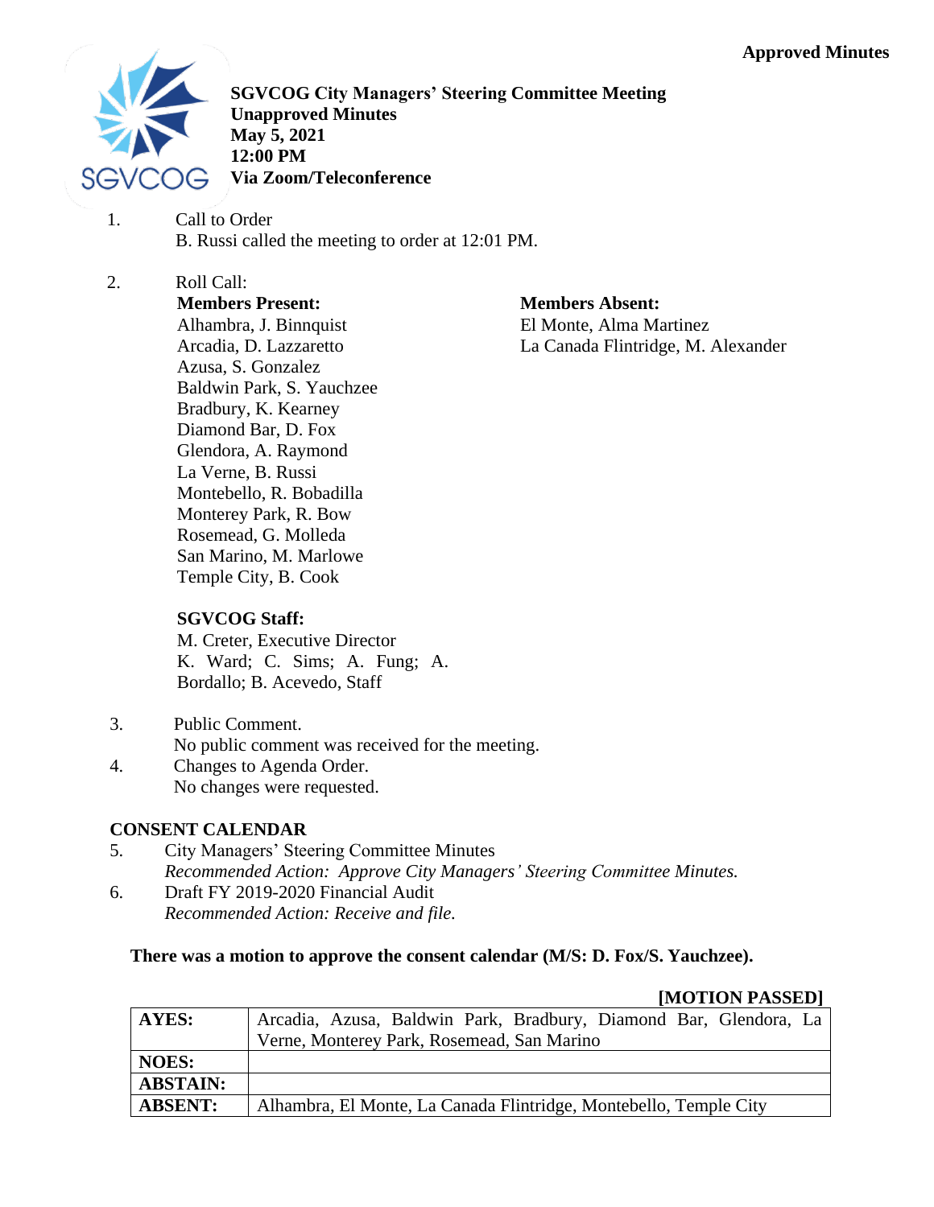Approved Minutes

**SGVCOG City Managers' Steering Committee Meeting**
**Unapproved Minutes**
**May 5, 2021**
**12:00 PM**
**Via Zoom/Teleconference**

1. Call to Order
   B. Russi called the meeting to order at 12:01 PM.

2. Roll Call:

   **Members Present:**
   Alhambra, J. Binnquist
   Arcadia, D. Lazzaretto
   Azusa, S. Gonzalez
   Baldwin Park, S. Yauchzee
   Bradbury, K. Kearney
   Diamond Bar, D. Fox
   Glendora, A. Raymond
   La Verne, B. Russi
   Montebello, R. Bobadilla
   Monterey Park, R. Bow
   Rosemead, G. Molleda
   San Marino, M. Marlowe
   Temple City, B. Cook

   **Members Absent:**
   El Monte, Alma Martinez
   La Canada Flintridge, M. Alexander

   **SGVCOG Staff:**
   M. Creter, Executive Director
   K. Ward; C. Sims; A. Fung; A. Bordallo; B. Acevedo, Staff

3. Public Comment.
   No public comment was received for the meeting.
4. Changes to Agenda Order.
   No changes were requested.

**CONSENT CALENDAR**

5. City Managers' Steering Committee Minutes
   *Recommended Action: Approve City Managers' Steering Committee Minutes.*
6. Draft FY 2019-2020 Financial Audit
   *Recommended Action: Receive and file.*

**There was a motion to approve the consent calendar (M/S: D. Fox/S. Yauchzee).**

**[MOTION PASSED]**

| | |
|---|---|
| **AYES:** | Arcadia, Azusa, Baldwin Park, Bradbury, Diamond Bar, Glendora, La Verne, Monterey Park, Rosemead, San Marino |
| **NOES:** | |
| **ABSTAIN:** | |
| **ABSENT:** | Alhambra, El Monte, La Canada Flintridge, Montebello, Temple City |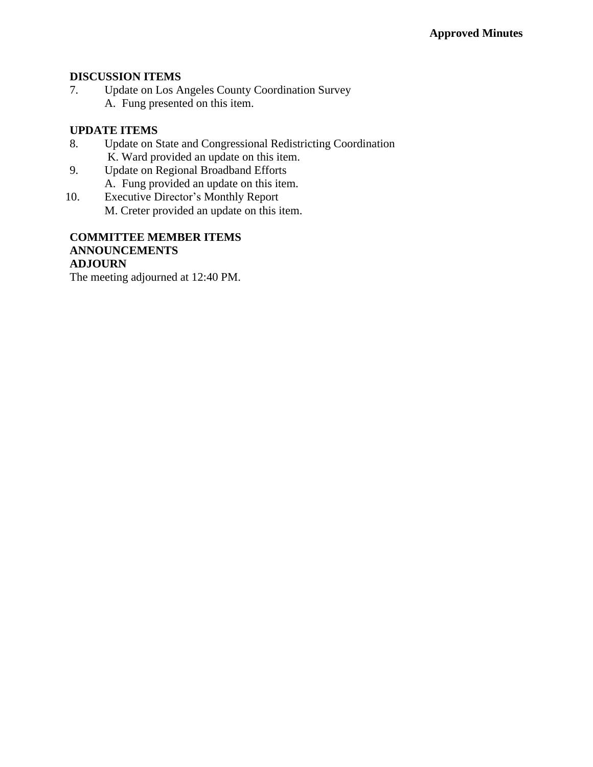**Approved Minutes**

**DISCUSSION ITEMS**

7. Update on Los Angeles County Coordination Survey
   A. Fung presented on this item.

**UPDATE ITEMS**

8. Update on State and Congressional Redistricting Coordination
   K. Ward provided an update on this item.
9. Update on Regional Broadband Efforts
   A. Fung provided an update on this item.
10. Executive Director's Monthly Report
    M. Creter provided an update on this item.

**COMMITTEE MEMBER ITEMS**

**ANNOUNCEMENTS**

**ADJOURN**

The meeting adjourned at 12:40 PM.